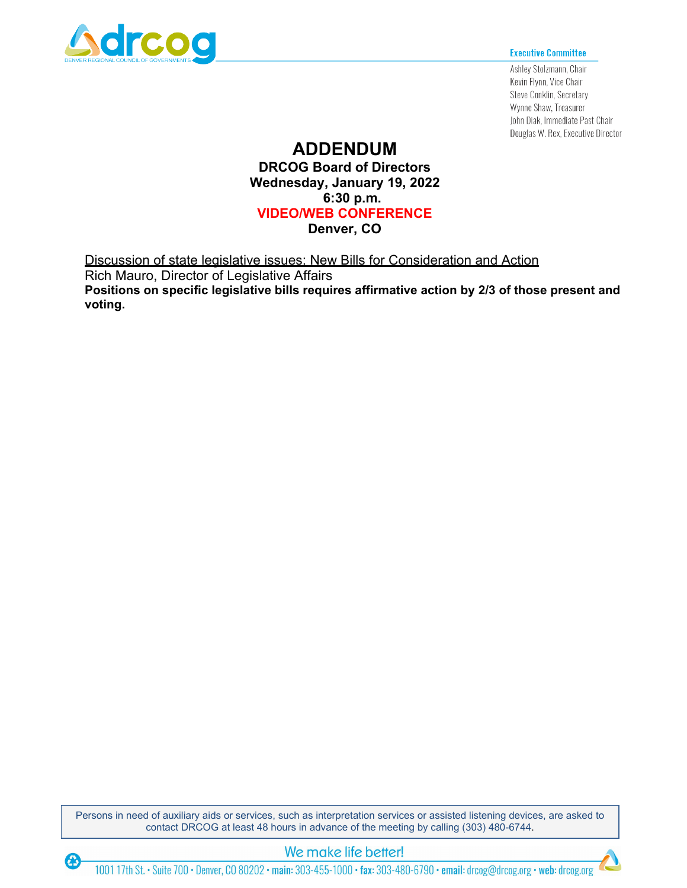**Executive Committee**

Ashley Stolzmann, Chair
Kevin Flynn, Vice Chair
Steve Conklin, Secretary
Wynne Shaw, Treasurer
John Diak, Immediate Past Chair
Douglas W. Rex, Executive Director

# ADDENDUM

**DRCOG Board of Directors**
**Wednesday, January 19, 2022**
**6:30 p.m.**
**VIDEO/WEB CONFERENCE**
**Denver, CO**

Discussion of state legislative issues: New Bills for Consideration and Action
Rich Mauro, Director of Legislative Affairs
**Positions on specific legislative bills requires affirmative action by 2/3 of those present and voting.**

Persons in need of auxiliary aids or services, such as interpretation services or assisted listening devices, are asked to contact DRCOG at least 48 hours in advance of the meeting by calling (303) 480-6744.

We make life better!

1001 17th St. • Suite 700 • Denver, CO 80202 • main: 303-455-1000 • fax: 303-480-6790 • email: drcog@drcog.org • web: drcog.org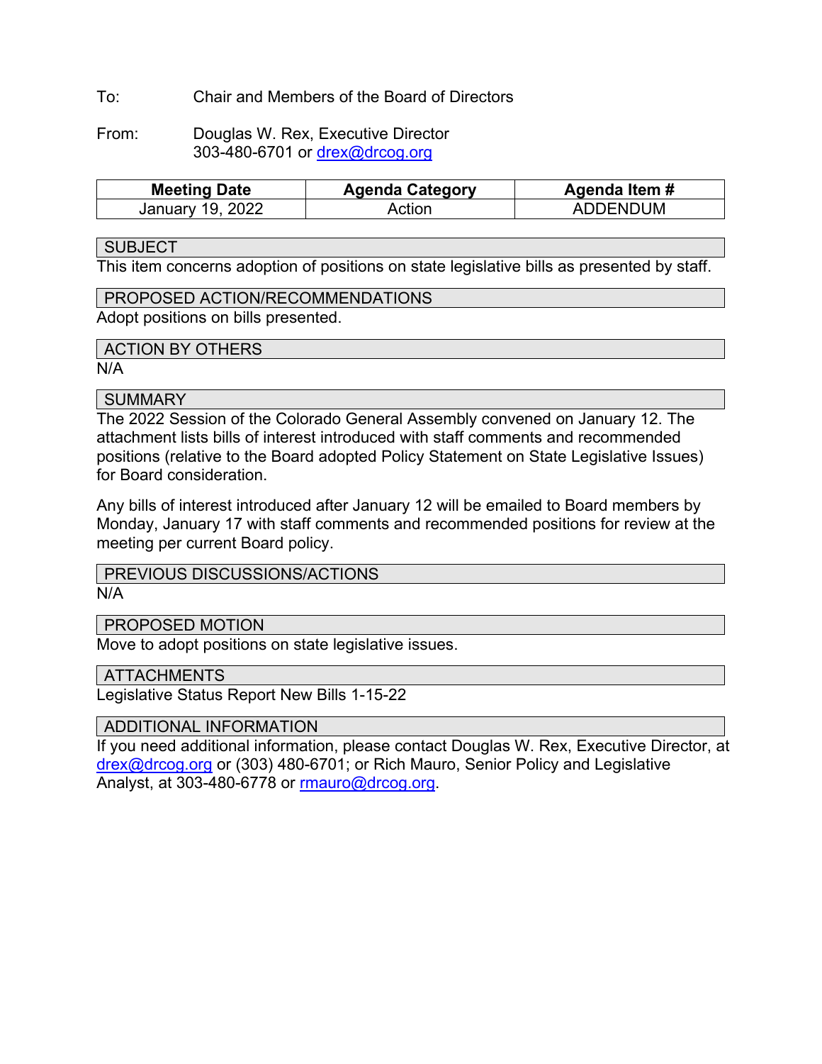To: Chair and Members of the Board of Directors

From: Douglas W. Rex, Executive Director
303-480-6701 or drex@drcog.org

| Meeting Date | Agenda Category | Agenda Item # |
|---|---|---|
| January 19, 2022 | Action | ADDENDUM |

## SUBJECT

This item concerns adoption of positions on state legislative bills as presented by staff.

## PROPOSED ACTION/RECOMMENDATIONS

Adopt positions on bills presented.

## ACTION BY OTHERS

N/A

## SUMMARY

The 2022 Session of the Colorado General Assembly convened on January 12. The attachment lists bills of interest introduced with staff comments and recommended positions (relative to the Board adopted Policy Statement on State Legislative Issues) for Board consideration.

Any bills of interest introduced after January 12 will be emailed to Board members by Monday, January 17 with staff comments and recommended positions for review at the meeting per current Board policy.

## PREVIOUS DISCUSSIONS/ACTIONS

N/A

## PROPOSED MOTION

Move to adopt positions on state legislative issues.

## ATTACHMENTS

Legislative Status Report New Bills 1-15-22

## ADDITIONAL INFORMATION

If you need additional information, please contact Douglas W. Rex, Executive Director, at drex@drcog.org or (303) 480-6701; or Rich Mauro, Senior Policy and Legislative Analyst, at 303-480-6778 or rmauro@drcog.org.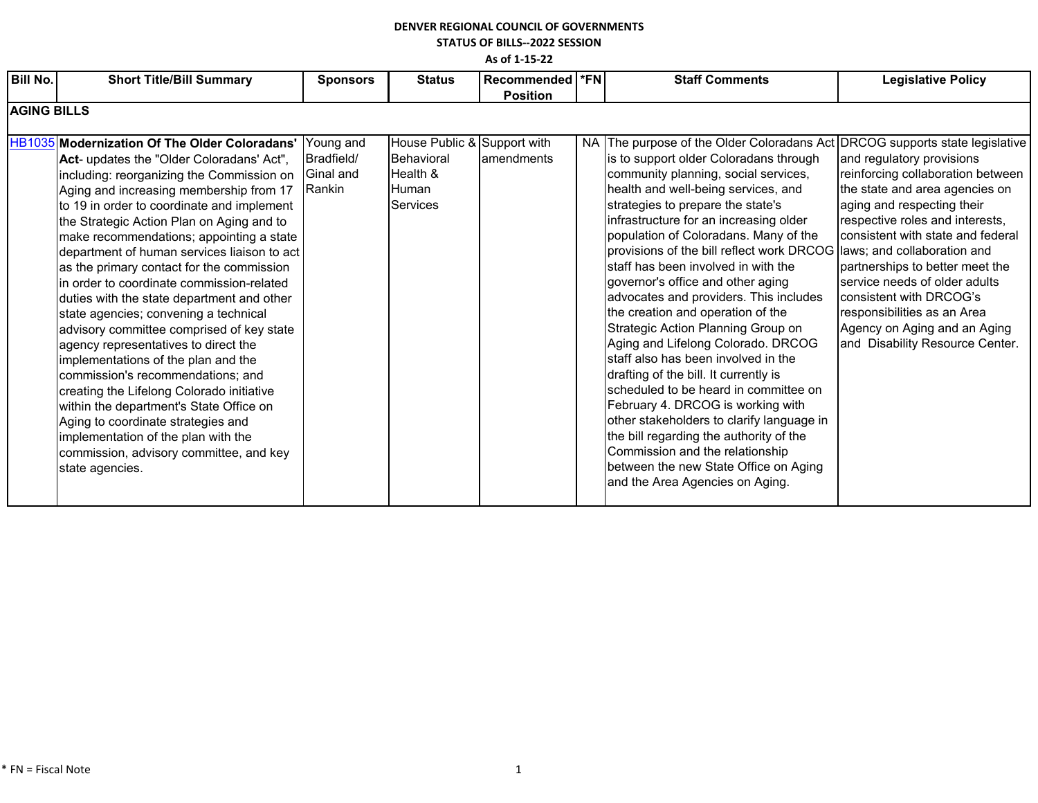**DENVER REGIONAL COUNCIL OF GOVERNMENTS**

**STATUS OF BILLS--2022 SESSION**

**As of 1-15-22**

| Bill No. | Short Title/Bill Summary | Sponsors | Status | Recommended Position | *FN | Staff Comments | Legislative Policy |
|---|---|---|---|---|---|---|---|
| **AGING BILLS** | | | | | | | |
| HB1035 | **Modernization Of The Older Coloradans' Act**- updates the "Older Coloradans' Act", including: reorganizing the Commission on Aging and increasing membership from 17 to 19 in order to coordinate and implement the Strategic Action Plan on Aging and to make recommendations; appointing a state department of human services liaison to act as the primary contact for the commission in order to coordinate commission-related duties with the state department and other state agencies; convening a technical advisory committee comprised of key state agency representatives to direct the implementations of the plan and the commission's recommendations; and creating the Lifelong Colorado initiative within the department's State Office on Aging to coordinate strategies and implementation of the plan with the commission, advisory committee, and key state agencies. | Young and Bradfield/ Ginal and Rankin | House Public & Behavioral Health & Human Services | Support with amendments | NA | The purpose of the Older Coloradans Act is to support older Coloradans through community planning, social services, health and well-being services, and strategies to prepare the state's infrastructure for an increasing older population of Coloradans. Many of the provisions of the bill reflect work DRCOG staff has been involved in with the governor's office and other aging advocates and providers. This includes the creation and operation of the Strategic Action Planning Group on Aging and Lifelong Colorado. DRCOG staff also has been involved in the drafting of the bill. It currently is scheduled to be heard in committee on February 4. DRCOG is working with other stakeholders to clarify language in the bill regarding the authority of the Commission and the relationship between the new State Office on Aging and the Area Agencies on Aging. | DRCOG supports state legislative and regulatory provisions reinforcing collaboration between the state and area agencies on aging and respecting their respective roles and interests, consistent with state and federal laws; and collaboration and partnerships to better meet the service needs of older adults consistent with DRCOG's responsibilities as an Area Agency on Aging and an Aging and Disability Resource Center. |

\* FN = Fiscal Note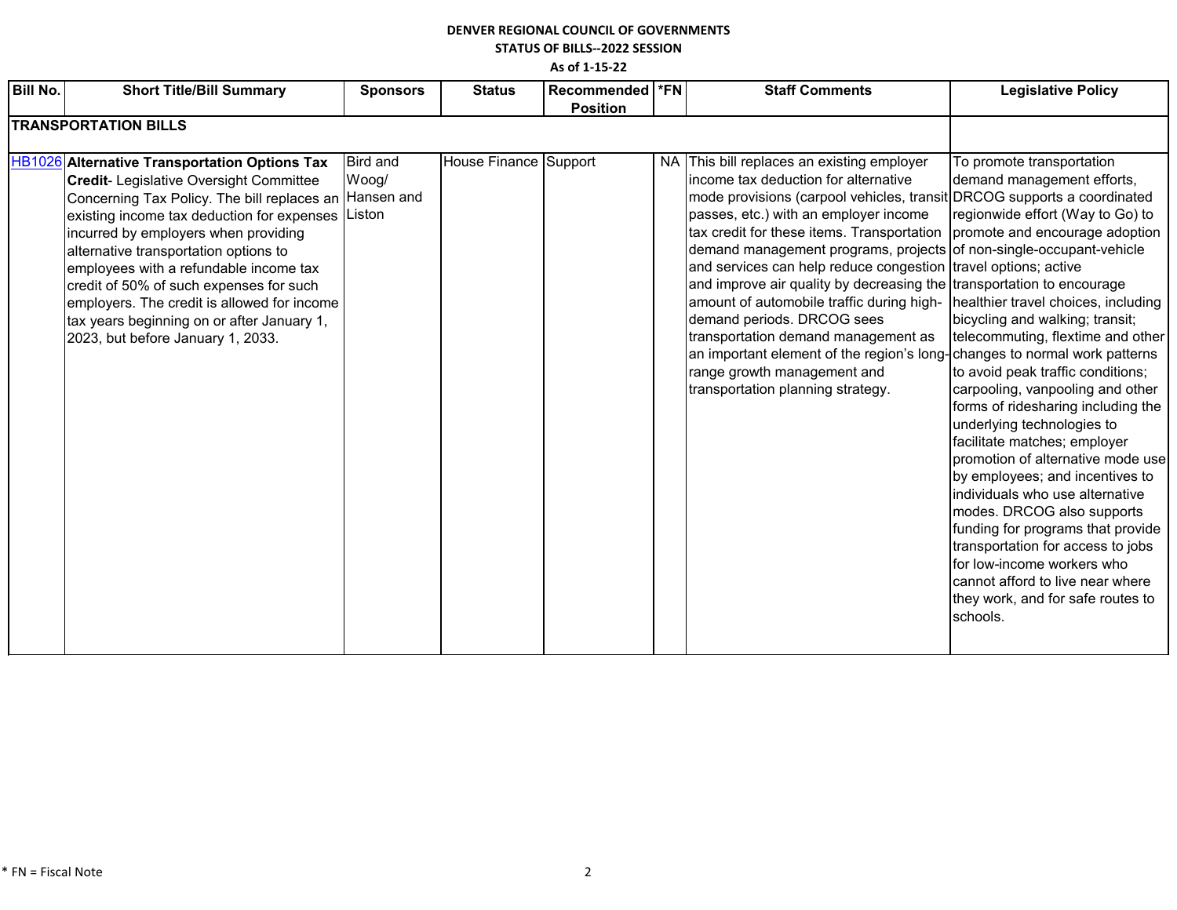**DENVER REGIONAL COUNCIL OF GOVERNMENTS**
**STATUS OF BILLS--2022 SESSION**
**As of 1-15-22**

| Bill No. | Short Title/Bill Summary | Sponsors | Status | Recommended Position | *FN | Staff Comments | Legislative Policy |
|---|---|---|---|---|---|---|---|
| **TRANSPORTATION BILLS** | | | | | | | |
| HB1026 | **Alternative Transportation Options Tax Credit**- Legislative Oversight Committee Concerning Tax Policy. The bill replaces an existing income tax deduction for expenses incurred by employers when providing alternative transportation options to employees with a refundable income tax credit of 50% of such expenses for such employers. The credit is allowed for income tax years beginning on or after January 1, 2023, but before January 1, 2033. | Bird and Woog/ Hansen and Liston | House Finance | Support | NA | This bill replaces an existing employer income tax deduction for alternative mode provisions (carpool vehicles, transit passes, etc.) with an employer income tax credit for these items. Transportation demand management programs, projects and services can help reduce congestion and improve air quality by decreasing the amount of automobile traffic during high-demand periods. DRCOG sees transportation demand management as an important element of the region's long-range growth management and transportation planning strategy. | To promote transportation demand management efforts, DRCOG supports a coordinated regionwide effort (Way to Go) to promote and encourage adoption of non-single-occupant-vehicle travel options; active transportation to encourage healthier travel choices, including bicycling and walking; transit; telecommuting, flextime and other changes to normal work patterns to avoid peak traffic conditions; carpooling, vanpooling and other forms of ridesharing including the underlying technologies to facilitate matches; employer promotion of alternative mode use by employees; and incentives to individuals who use alternative modes. DRCOG also supports funding for programs that provide transportation for access to jobs for low-income workers who cannot afford to live near where they work, and for safe routes to schools. |

* FN = Fiscal Note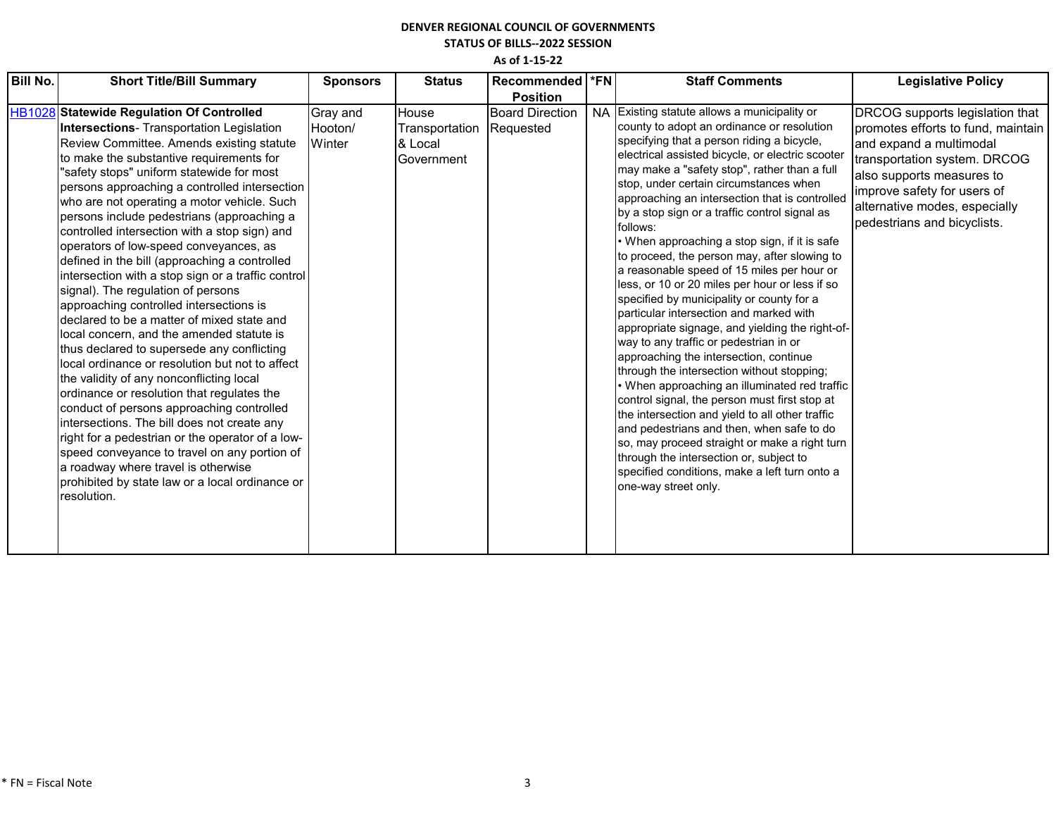**DENVER REGIONAL COUNCIL OF GOVERNMENTS**
**STATUS OF BILLS--2022 SESSION**
**As of 1-15-22**

| Bill No. | Short Title/Bill Summary | Sponsors | Status | Recommended Position | *FN | Staff Comments | Legislative Policy |
|---|---|---|---|---|---|---|---|
| HB1028 | **Statewide Regulation Of Controlled Intersections**- Transportation Legislation Review Committee. Amends existing statute to make the substantive requirements for "safety stops" uniform statewide for most persons approaching a controlled intersection who are not operating a motor vehicle. Such persons include pedestrians (approaching a controlled intersection with a stop sign) and operators of low-speed conveyances, as defined in the bill (approaching a controlled intersection with a stop sign or a traffic control signal). The regulation of persons approaching controlled intersections is declared to be a matter of mixed state and local concern, and the amended statute is thus declared to supersede any conflicting local ordinance or resolution but not to affect the validity of any nonconflicting local ordinance or resolution that regulates the conduct of persons approaching controlled intersections. The bill does not create any right for a pedestrian or the operator of a low-speed conveyance to travel on any portion of a roadway where travel is otherwise prohibited by state law or a local ordinance or resolution. | Gray and Hooton/ Winter | House Transportation & Local Government | Board Direction Requested | NA | Existing statute allows a municipality or county to adopt an ordinance or resolution specifying that a person riding a bicycle, electrical assisted bicycle, or electric scooter may make a "safety stop", rather than a full stop, under certain circumstances when approaching an intersection that is controlled by a stop sign or a traffic control signal as follows:<br>• When approaching a stop sign, if it is safe to proceed, the person may, after slowing to a reasonable speed of 15 miles per hour or less, or 10 or 20 miles per hour or less if so specified by municipality or county for a particular intersection and marked with appropriate signage, and yielding the right-of-way to any traffic or pedestrian in or approaching the intersection, continue through the intersection without stopping;<br>• When approaching an illuminated red traffic control signal, the person must first stop at the intersection and yield to all other traffic and pedestrians and then, when safe to do so, may proceed straight or make a right turn through the intersection or, subject to specified conditions, make a left turn onto a one-way street only. | DRCOG supports legislation that promotes efforts to fund, maintain and expand a multimodal transportation system. DRCOG also supports measures to improve safety for users of alternative modes, especially pedestrians and bicyclists. |

\* FN = Fiscal Note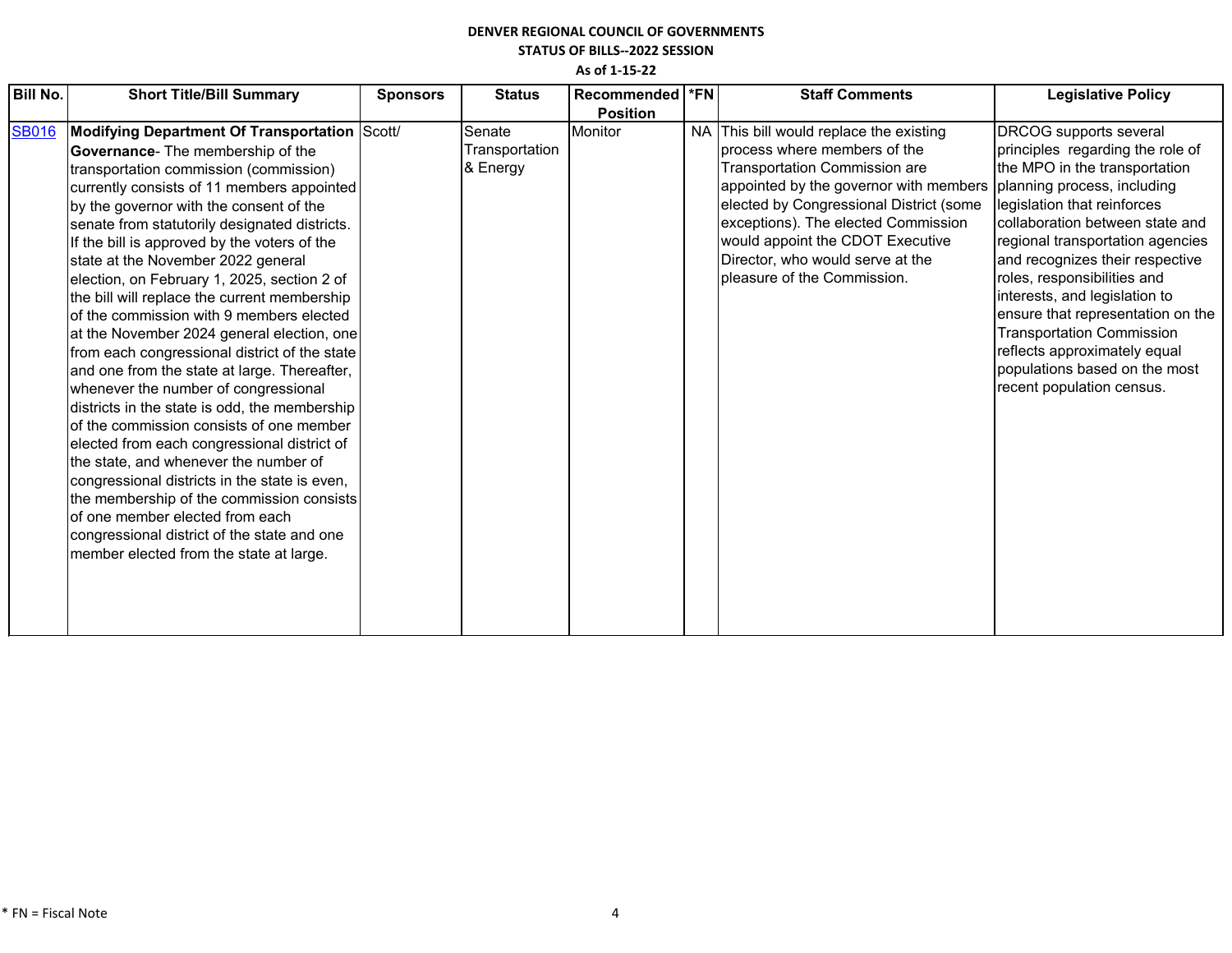# DENVER REGIONAL COUNCIL OF GOVERNMENTS

## STATUS OF BILLS--2022 SESSION

### As of 1-15-22

| Bill No. | Short Title/Bill Summary | Sponsors | Status | Recommended Position | *FN | Staff Comments | Legislative Policy |
|---|---|---|---|---|---|---|---|
| SB016 | **Modifying Department Of Transportation Governance**- The membership of the transportation commission (commission) currently consists of 11 members appointed by the governor with the consent of the senate from statutorily designated districts. If the bill is approved by the voters of the state at the November 2022 general election, on February 1, 2025, section 2 of the bill will replace the current membership of the commission with 9 members elected at the November 2024 general election, one from each congressional district of the state and one from the state at large. Thereafter, whenever the number of congressional districts in the state is odd, the membership of the commission consists of one member elected from each congressional district of the state, and whenever the number of congressional districts in the state is even, the membership of the commission consists of one member elected from each congressional district of the state and one member elected from the state at large. | Scott/ | Senate Transportation & Energy | Monitor | NA | This bill would replace the existing process where members of the Transportation Commission are appointed by the governor with members elected by Congressional District (some exceptions). The elected Commission would appoint the CDOT Executive Director, who would serve at the pleasure of the Commission. | DRCOG supports several principles regarding the role of the MPO in the transportation planning process, including legislation that reinforces collaboration between state and regional transportation agencies and recognizes their respective roles, responsibilities and interests, and legislation to ensure that representation on the Transportation Commission reflects approximately equal populations based on the most recent population census. |

* FN = Fiscal Note